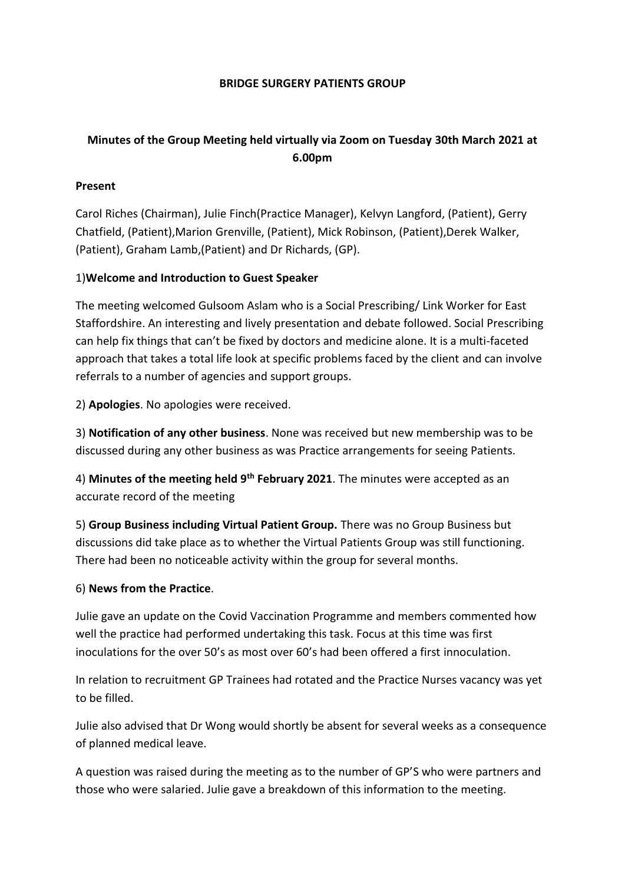**BRIDGE SURGERY PATIENTS GROUP**

**Minutes of the Group Meeting held virtually via Zoom on Tuesday 30th March 2021 at 6.00pm**

**Present**

Carol Riches (Chairman), Julie Finch(Practice Manager), Kelvyn Langford, (Patient), Gerry Chatfield, (Patient),Marion Grenville, (Patient), Mick Robinson, (Patient),Derek Walker, (Patient), Graham Lamb,(Patient) and Dr Richards, (GP).

1)**Welcome and Introduction to Guest Speaker**

The meeting welcomed Gulsoom Aslam who is a Social Prescribing/ Link Worker for East Staffordshire. An interesting and lively presentation and debate followed. Social Prescribing can help fix things that can't be fixed by doctors and medicine alone. It is a multi-faceted approach that takes a total life look at specific problems faced by the client and can involve referrals to a number of agencies and support groups.

2) **Apologies**. No apologies were received.

3) **Notification of any other business**. None was received but new membership was to be discussed during any other business as was Practice arrangements for seeing Patients.

4) **Minutes of the meeting held 9th February 2021**. The minutes were accepted as an accurate record of the meeting

5) **Group Business including Virtual Patient Group.** There was no Group Business but discussions did take place as to whether the Virtual Patients Group was still functioning. There had been no noticeable activity within the group for several months.

6) **News from the Practice**.

Julie gave an update on the Covid Vaccination Programme and members commented how well the practice had performed undertaking this task. Focus at this time was first inoculations for the over 50's as most over 60's had been offered a first innoculation.

In relation to recruitment GP Trainees had rotated and the Practice Nurses vacancy was yet to be filled.

Julie also advised that Dr Wong would shortly be absent for several weeks as a consequence of planned medical leave.

A question was raised during the meeting as to the number of GP'S who were partners and those who were salaried. Julie gave a breakdown of this information to the meeting.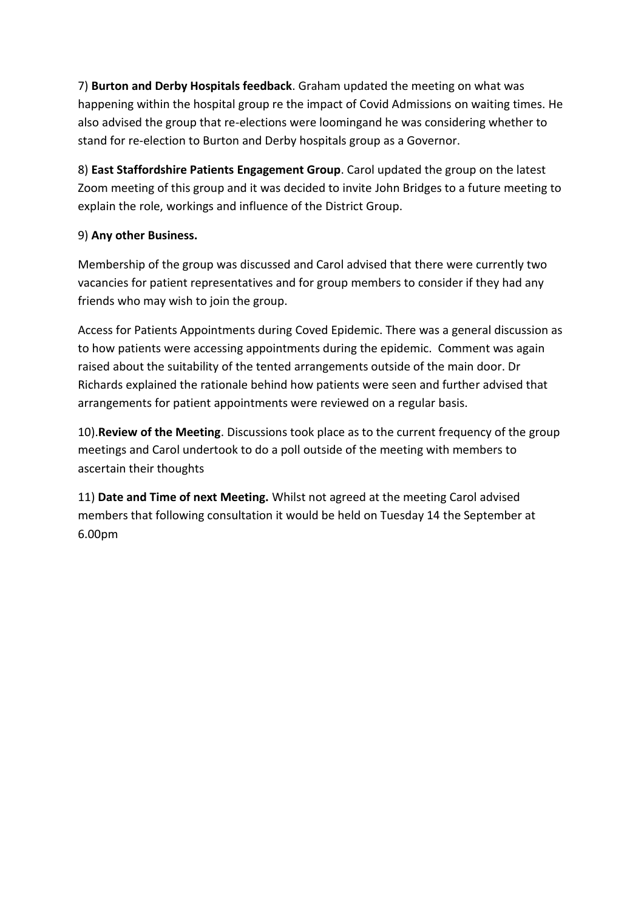7) **Burton and Derby Hospitals feedback**. Graham updated the meeting on what was happening within the hospital group re the impact of Covid Admissions on waiting times. He also advised the group that re-elections were loomingand he was considering whether to stand for re-election to Burton and Derby hospitals group as a Governor.

8) **East Staffordshire Patients Engagement Group**. Carol updated the group on the latest Zoom meeting of this group and it was decided to invite John Bridges to a future meeting to explain the role, workings and influence of the District Group.

9) **Any other Business.**

Membership of the group was discussed and Carol advised that there were currently two vacancies for patient representatives and for group members to consider if they had any friends who may wish to join the group.

Access for Patients Appointments during Coved Epidemic. There was a general discussion as to how patients were accessing appointments during the epidemic. Comment was again raised about the suitability of the tented arrangements outside of the main door. Dr Richards explained the rationale behind how patients were seen and further advised that arrangements for patient appointments were reviewed on a regular basis.

10).**Review of the Meeting**. Discussions took place as to the current frequency of the group meetings and Carol undertook to do a poll outside of the meeting with members to ascertain their thoughts

11) **Date and Time of next Meeting.** Whilst not agreed at the meeting Carol advised members that following consultation it would be held on Tuesday 14 the September at 6.00pm